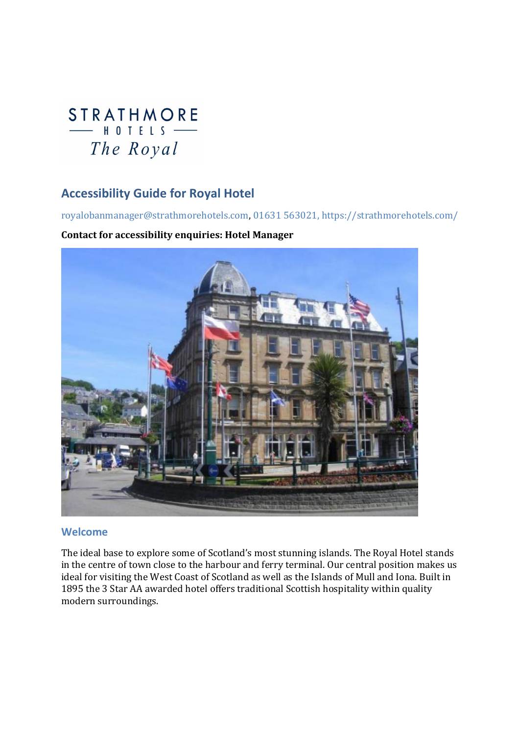STRATHMORE
HOTELS
The Royal

# Accessibility Guide for Royal Hotel

royalobanmanager@strathmorehotels.com, 01631 563021, https://strathmorehotels.com/

**Contact for accessibility enquiries: Hotel Manager**

## Welcome

The ideal base to explore some of Scotland's most stunning islands. The Royal Hotel stands in the centre of town close to the harbour and ferry terminal. Our central position makes us ideal for visiting the West Coast of Scotland as well as the Islands of Mull and Iona. Built in 1895 the 3 Star AA awarded hotel offers traditional Scottish hospitality within quality modern surroundings.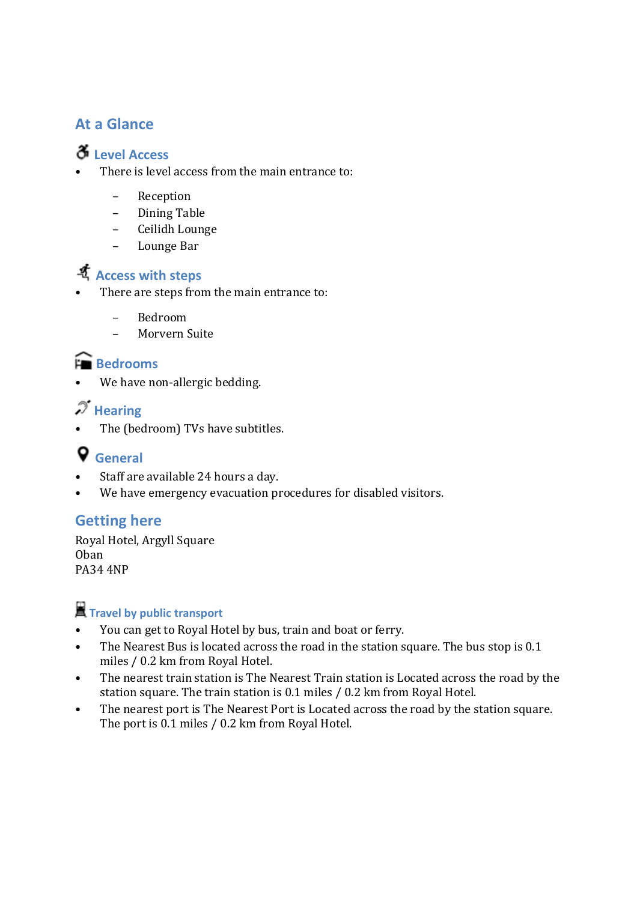## At a Glance

### Level Access

- There is level access from the main entrance to:
  - Reception
  - Dining Table
  - Ceilidh Lounge
  - Lounge Bar

### Access with steps

- There are steps from the main entrance to:
  - Bedroom
  - Morvern Suite

### Bedrooms

- We have non-allergic bedding.

### Hearing

- The (bedroom) TVs have subtitles.

### General

- Staff are available 24 hours a day.
- We have emergency evacuation procedures for disabled visitors.

## Getting here

Royal Hotel, Argyll Square
Oban
PA34 4NP

### Travel by public transport

- You can get to Royal Hotel by bus, train and boat or ferry.
- The Nearest Bus is located across the road in the station square. The bus stop is 0.1 miles / 0.2 km from Royal Hotel.
- The nearest train station is The Nearest Train station is Located across the road by the station square. The train station is 0.1 miles / 0.2 km from Royal Hotel.
- The nearest port is The Nearest Port is Located across the road by the station square. The port is 0.1 miles / 0.2 km from Royal Hotel.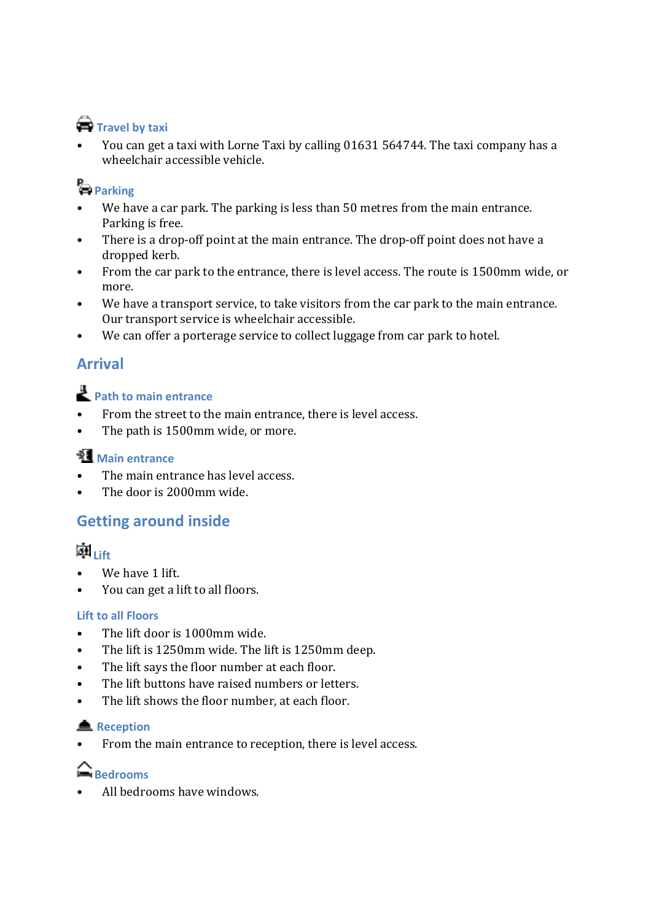### Travel by taxi

- You can get a taxi with Lorne Taxi by calling 01631 564744. The taxi company has a wheelchair accessible vehicle.

### Parking

- We have a car park. The parking is less than 50 metres from the main entrance. Parking is free.
- There is a drop-off point at the main entrance. The drop-off point does not have a dropped kerb.
- From the car park to the entrance, there is level access. The route is 1500mm wide, or more.
- We have a transport service, to take visitors from the car park to the main entrance. Our transport service is wheelchair accessible.
- We can offer a porterage service to collect luggage from car park to hotel.

## Arrival

### Path to main entrance

- From the street to the main entrance, there is level access.
- The path is 1500mm wide, or more.

### Main entrance

- The main entrance has level access.
- The door is 2000mm wide.

## Getting around inside

### Lift

- We have 1 lift.
- You can get a lift to all floors.

#### Lift to all Floors

- The lift door is 1000mm wide.
- The lift is 1250mm wide. The lift is 1250mm deep.
- The lift says the floor number at each floor.
- The lift buttons have raised numbers or letters.
- The lift shows the floor number, at each floor.

### Reception

- From the main entrance to reception, there is level access.

### Bedrooms

- All bedrooms have windows.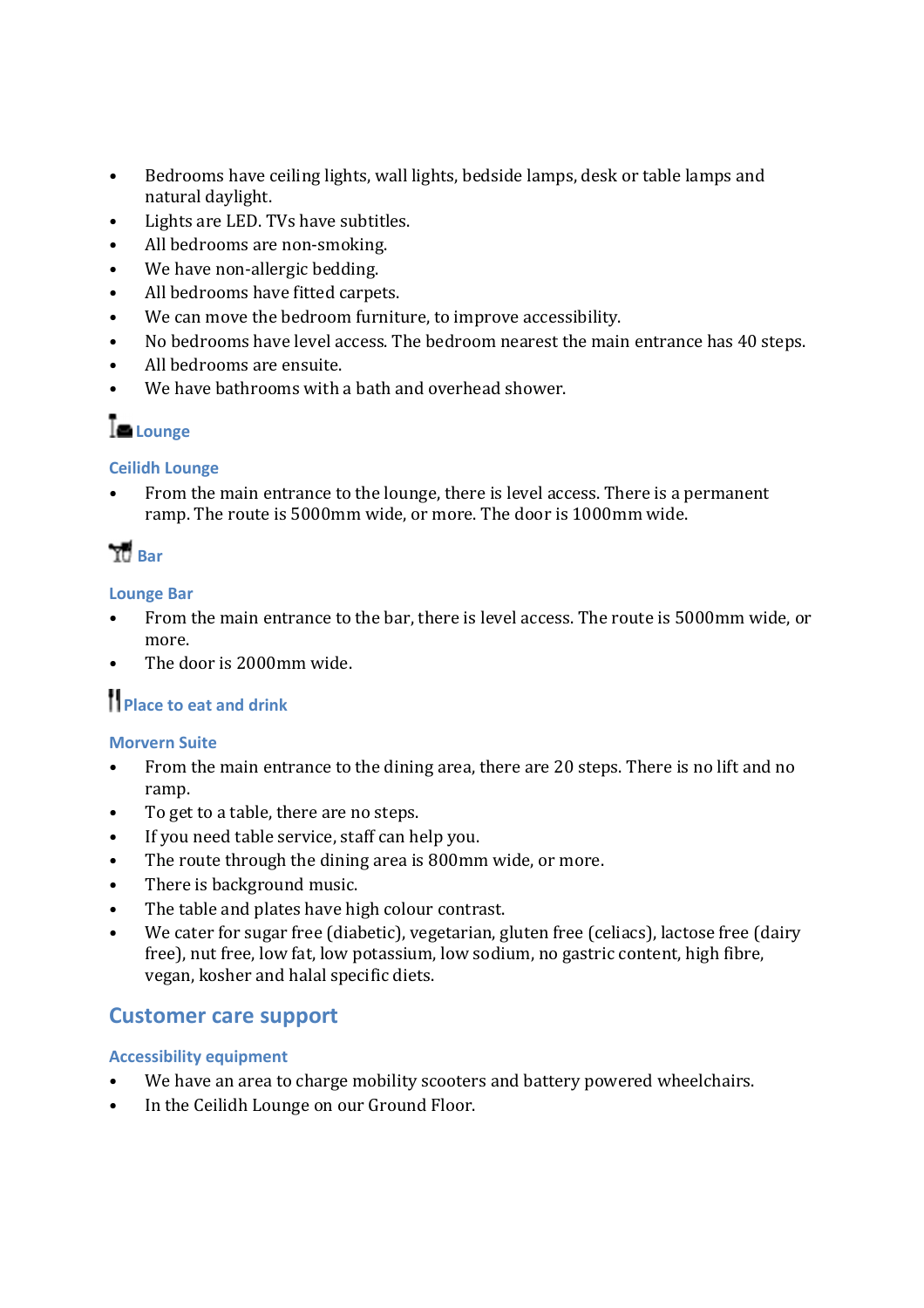- Bedrooms have ceiling lights, wall lights, bedside lamps, desk or table lamps and natural daylight.
- Lights are LED. TVs have subtitles.
- All bedrooms are non-smoking.
- We have non-allergic bedding.
- All bedrooms have fitted carpets.
- We can move the bedroom furniture, to improve accessibility.
- No bedrooms have level access. The bedroom nearest the main entrance has 40 steps.
- All bedrooms are ensuite.
- We have bathrooms with a bath and overhead shower.

### Lounge

#### Ceilidh Lounge

- From the main entrance to the lounge, there is level access. There is a permanent ramp. The route is 5000mm wide, or more. The door is 1000mm wide.

### Bar

#### Lounge Bar

- From the main entrance to the bar, there is level access. The route is 5000mm wide, or more.
- The door is 2000mm wide.

### Place to eat and drink

#### Morvern Suite

- From the main entrance to the dining area, there are 20 steps. There is no lift and no ramp.
- To get to a table, there are no steps.
- If you need table service, staff can help you.
- The route through the dining area is 800mm wide, or more.
- There is background music.
- The table and plates have high colour contrast.
- We cater for sugar free (diabetic), vegetarian, gluten free (celiacs), lactose free (dairy free), nut free, low fat, low potassium, low sodium, no gastric content, high fibre, vegan, kosher and halal specific diets.

## Customer care support

#### Accessibility equipment

- We have an area to charge mobility scooters and battery powered wheelchairs.
- In the Ceilidh Lounge on our Ground Floor.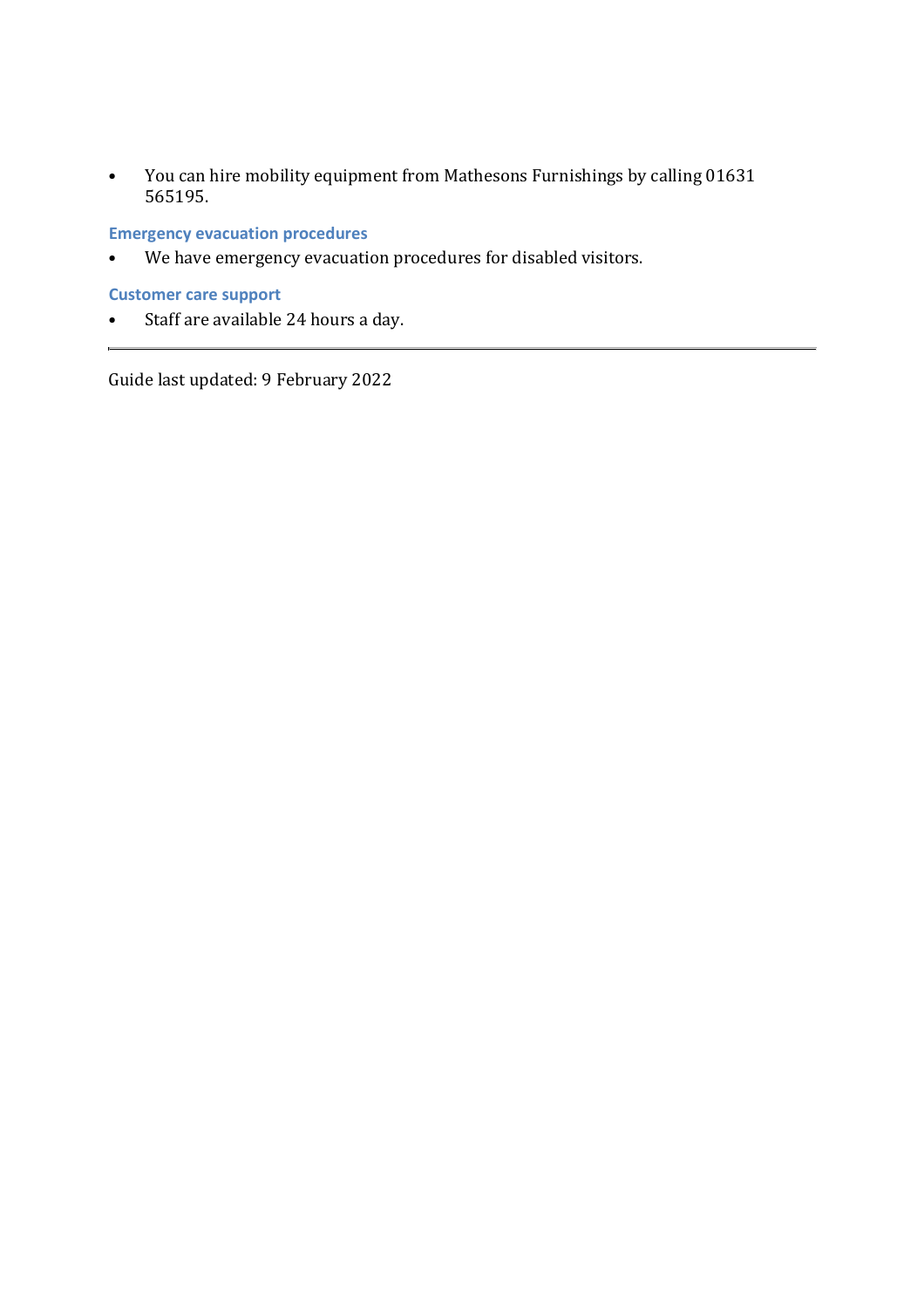- You can hire mobility equipment from Mathesons Furnishings by calling 01631 565195.

### Emergency evacuation procedures

- We have emergency evacuation procedures for disabled visitors.

### Customer care support

- Staff are available 24 hours a day.

---

Guide last updated: 9 February 2022